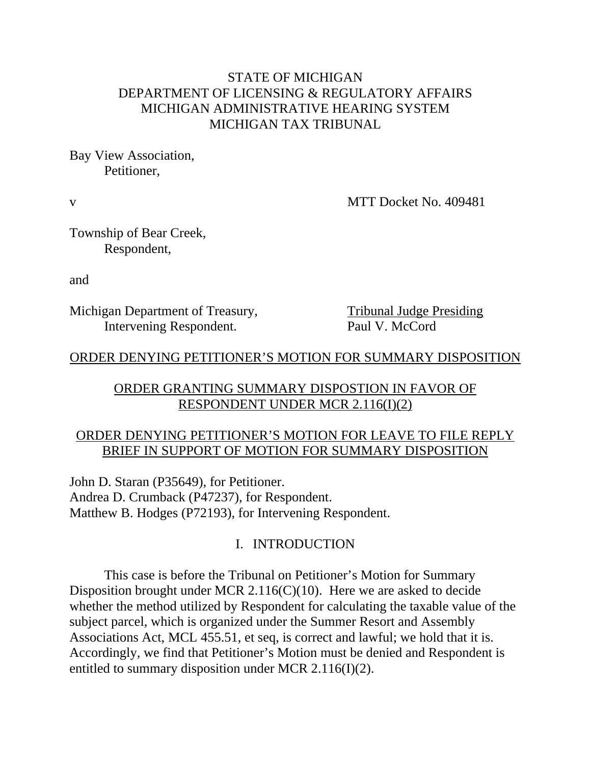STATE OF MICHIGAN
DEPARTMENT OF LICENSING & REGULATORY AFFAIRS
MICHIGAN ADMINISTRATIVE HEARING SYSTEM
MICHIGAN TAX TRIBUNAL

Bay View Association,
Petitioner,

v MTT Docket No. 409481

Township of Bear Creek,
Respondent,

and

Michigan Department of Treasury,
Intervening Respondent.

Tribunal Judge Presiding
Paul V. McCord

ORDER DENYING PETITIONER'S MOTION FOR SUMMARY DISPOSITION

ORDER GRANTING SUMMARY DISPOSTION IN FAVOR OF RESPONDENT UNDER MCR 2.116(I)(2)

ORDER DENYING PETITIONER'S MOTION FOR LEAVE TO FILE REPLY BRIEF IN SUPPORT OF MOTION FOR SUMMARY DISPOSITION

John D. Staran (P35649), for Petitioner.
Andrea D. Crumback (P47237), for Respondent.
Matthew B. Hodges (P72193), for Intervening Respondent.

## I. INTRODUCTION

This case is before the Tribunal on Petitioner's Motion for Summary Disposition brought under MCR 2.116(C)(10). Here we are asked to decide whether the method utilized by Respondent for calculating the taxable value of the subject parcel, which is organized under the Summer Resort and Assembly Associations Act, MCL 455.51, et seq, is correct and lawful; we hold that it is. Accordingly, we find that Petitioner's Motion must be denied and Respondent is entitled to summary disposition under MCR 2.116(I)(2).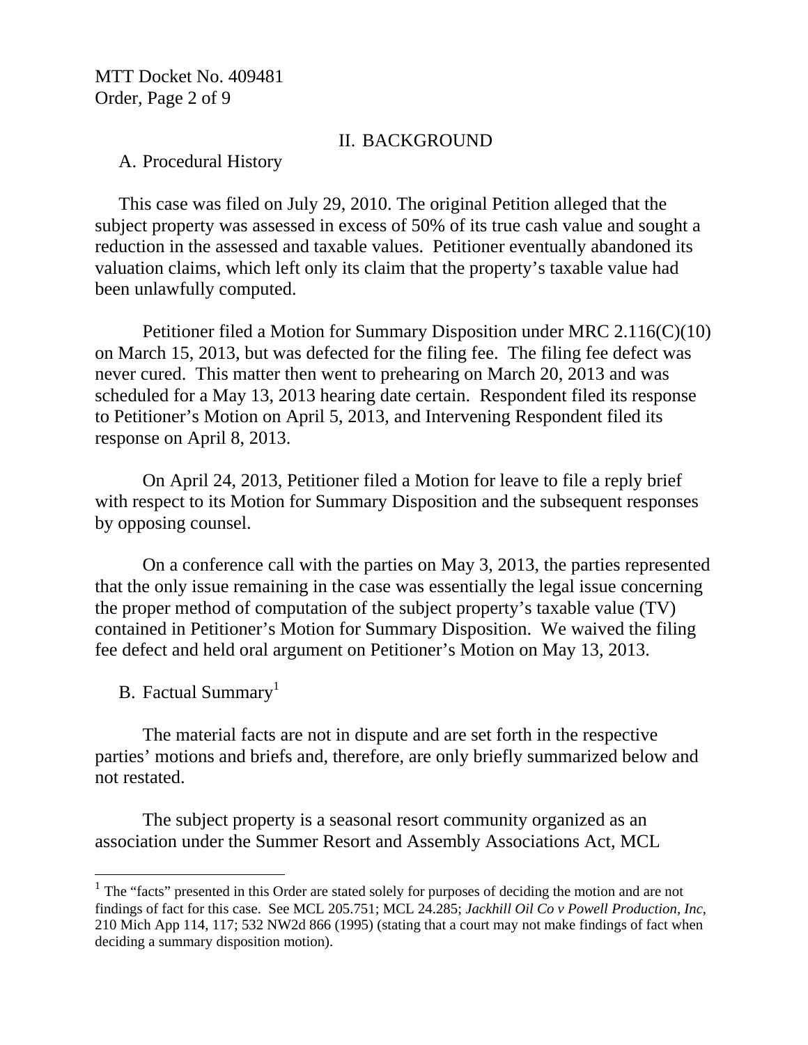## II. BACKGROUND

### A. Procedural History

This case was filed on July 29, 2010. The original Petition alleged that the subject property was assessed in excess of 50% of its true cash value and sought a reduction in the assessed and taxable values. Petitioner eventually abandoned its valuation claims, which left only its claim that the property's taxable value had been unlawfully computed.

Petitioner filed a Motion for Summary Disposition under MRC 2.116(C)(10) on March 15, 2013, but was defected for the filing fee. The filing fee defect was never cured. This matter then went to prehearing on March 20, 2013 and was scheduled for a May 13, 2013 hearing date certain. Respondent filed its response to Petitioner's Motion on April 5, 2013, and Intervening Respondent filed its response on April 8, 2013.

On April 24, 2013, Petitioner filed a Motion for leave to file a reply brief with respect to its Motion for Summary Disposition and the subsequent responses by opposing counsel.

On a conference call with the parties on May 3, 2013, the parties represented that the only issue remaining in the case was essentially the legal issue concerning the proper method of computation of the subject property's taxable value (TV) contained in Petitioner's Motion for Summary Disposition. We waived the filing fee defect and held oral argument on Petitioner's Motion on May 13, 2013.

### B. Factual Summary[1]

The material facts are not in dispute and are set forth in the respective parties' motions and briefs and, therefore, are only briefly summarized below and not restated.

The subject property is a seasonal resort community organized as an association under the Summer Resort and Assembly Associations Act, MCL

[1] The "facts" presented in this Order are stated solely for purposes of deciding the motion and are not findings of fact for this case. See MCL 205.751; MCL 24.285; *Jackhill Oil Co v Powell Production, Inc*, 210 Mich App 114, 117; 532 NW2d 866 (1995) (stating that a court may not make findings of fact when deciding a summary disposition motion).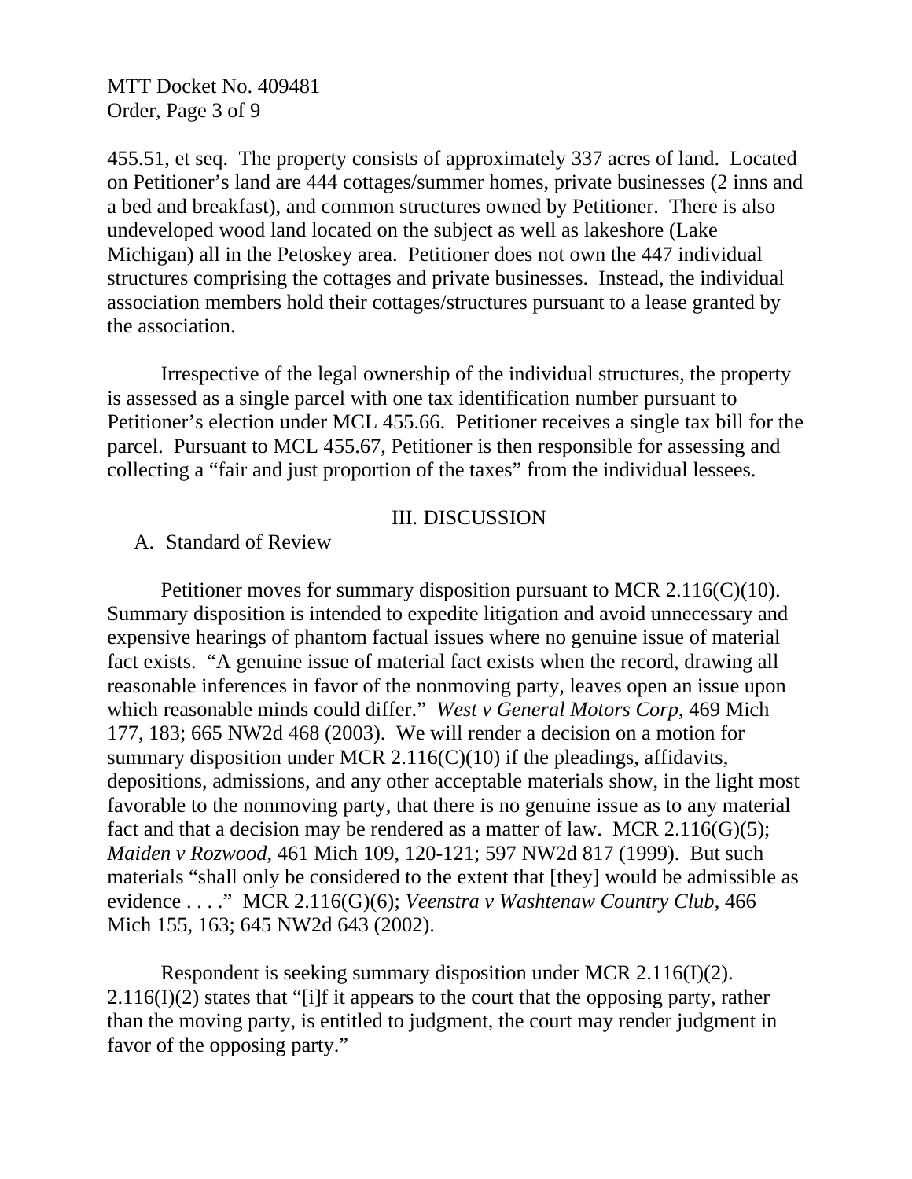455.51, et seq. The property consists of approximately 337 acres of land. Located on Petitioner's land are 444 cottages/summer homes, private businesses (2 inns and a bed and breakfast), and common structures owned by Petitioner. There is also undeveloped wood land located on the subject as well as lakeshore (Lake Michigan) all in the Petoskey area. Petitioner does not own the 447 individual structures comprising the cottages and private businesses. Instead, the individual association members hold their cottages/structures pursuant to a lease granted by the association.

Irrespective of the legal ownership of the individual structures, the property is assessed as a single parcel with one tax identification number pursuant to Petitioner's election under MCL 455.66. Petitioner receives a single tax bill for the parcel. Pursuant to MCL 455.67, Petitioner is then responsible for assessing and collecting a "fair and just proportion of the taxes" from the individual lessees.

## III. DISCUSSION

### A. Standard of Review

Petitioner moves for summary disposition pursuant to MCR 2.116(C)(10). Summary disposition is intended to expedite litigation and avoid unnecessary and expensive hearings of phantom factual issues where no genuine issue of material fact exists. "A genuine issue of material fact exists when the record, drawing all reasonable inferences in favor of the nonmoving party, leaves open an issue upon which reasonable minds could differ." *West v General Motors Corp*, 469 Mich 177, 183; 665 NW2d 468 (2003). We will render a decision on a motion for summary disposition under MCR 2.116(C)(10) if the pleadings, affidavits, depositions, admissions, and any other acceptable materials show, in the light most favorable to the nonmoving party, that there is no genuine issue as to any material fact and that a decision may be rendered as a matter of law. MCR 2.116(G)(5); *Maiden v Rozwood*, 461 Mich 109, 120-121; 597 NW2d 817 (1999). But such materials "shall only be considered to the extent that [they] would be admissible as evidence . . . ." MCR 2.116(G)(6); *Veenstra v Washtenaw Country Club*, 466 Mich 155, 163; 645 NW2d 643 (2002).

Respondent is seeking summary disposition under MCR 2.116(I)(2). 2.116(I)(2) states that "[i]f it appears to the court that the opposing party, rather than the moving party, is entitled to judgment, the court may render judgment in favor of the opposing party."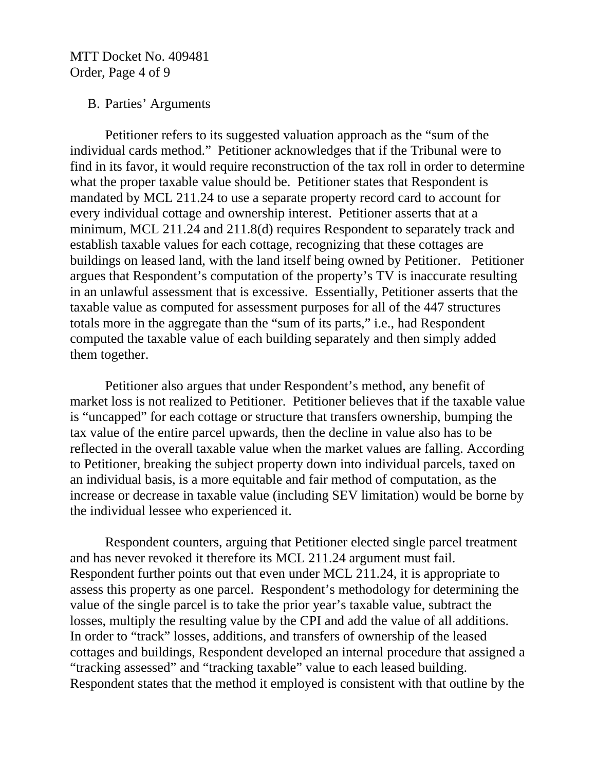B. Parties' Arguments

Petitioner refers to its suggested valuation approach as the "sum of the individual cards method." Petitioner acknowledges that if the Tribunal were to find in its favor, it would require reconstruction of the tax roll in order to determine what the proper taxable value should be. Petitioner states that Respondent is mandated by MCL 211.24 to use a separate property record card to account for every individual cottage and ownership interest. Petitioner asserts that at a minimum, MCL 211.24 and 211.8(d) requires Respondent to separately track and establish taxable values for each cottage, recognizing that these cottages are buildings on leased land, with the land itself being owned by Petitioner. Petitioner argues that Respondent's computation of the property's TV is inaccurate resulting in an unlawful assessment that is excessive. Essentially, Petitioner asserts that the taxable value as computed for assessment purposes for all of the 447 structures totals more in the aggregate than the "sum of its parts," i.e., had Respondent computed the taxable value of each building separately and then simply added them together.

Petitioner also argues that under Respondent's method, any benefit of market loss is not realized to Petitioner. Petitioner believes that if the taxable value is "uncapped" for each cottage or structure that transfers ownership, bumping the tax value of the entire parcel upwards, then the decline in value also has to be reflected in the overall taxable value when the market values are falling. According to Petitioner, breaking the subject property down into individual parcels, taxed on an individual basis, is a more equitable and fair method of computation, as the increase or decrease in taxable value (including SEV limitation) would be borne by the individual lessee who experienced it.

Respondent counters, arguing that Petitioner elected single parcel treatment and has never revoked it therefore its MCL 211.24 argument must fail. Respondent further points out that even under MCL 211.24, it is appropriate to assess this property as one parcel. Respondent's methodology for determining the value of the single parcel is to take the prior year's taxable value, subtract the losses, multiply the resulting value by the CPI and add the value of all additions. In order to "track" losses, additions, and transfers of ownership of the leased cottages and buildings, Respondent developed an internal procedure that assigned a "tracking assessed" and "tracking taxable" value to each leased building. Respondent states that the method it employed is consistent with that outline by the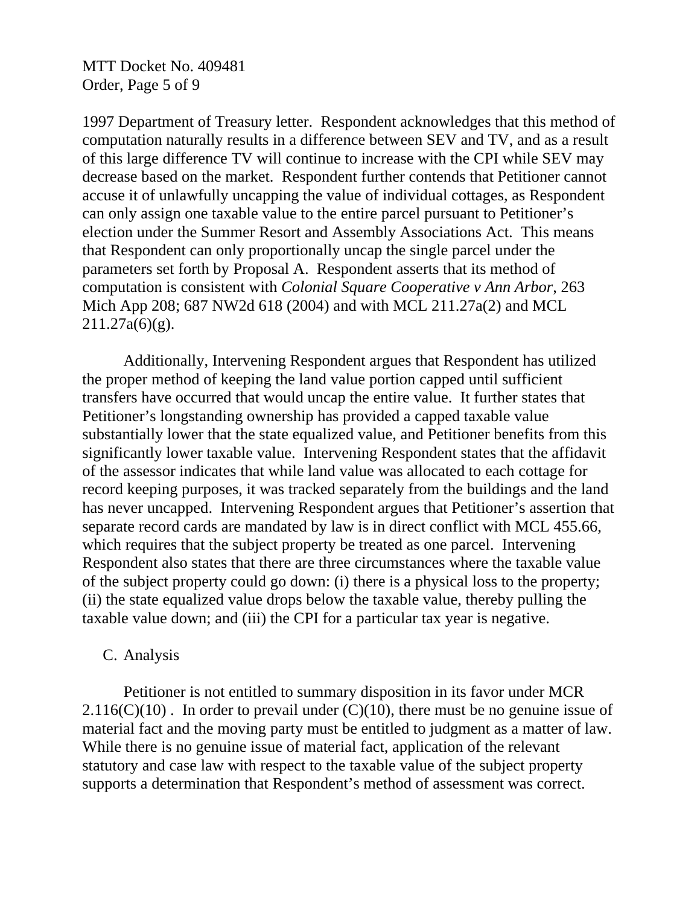1997 Department of Treasury letter. Respondent acknowledges that this method of computation naturally results in a difference between SEV and TV, and as a result of this large difference TV will continue to increase with the CPI while SEV may decrease based on the market. Respondent further contends that Petitioner cannot accuse it of unlawfully uncapping the value of individual cottages, as Respondent can only assign one taxable value to the entire parcel pursuant to Petitioner's election under the Summer Resort and Assembly Associations Act. This means that Respondent can only proportionally uncap the single parcel under the parameters set forth by Proposal A. Respondent asserts that its method of computation is consistent with *Colonial Square Cooperative v Ann Arbor*, 263 Mich App 208; 687 NW2d 618 (2004) and with MCL 211.27a(2) and MCL 211.27a(6)(g).

Additionally, Intervening Respondent argues that Respondent has utilized the proper method of keeping the land value portion capped until sufficient transfers have occurred that would uncap the entire value. It further states that Petitioner's longstanding ownership has provided a capped taxable value substantially lower that the state equalized value, and Petitioner benefits from this significantly lower taxable value. Intervening Respondent states that the affidavit of the assessor indicates that while land value was allocated to each cottage for record keeping purposes, it was tracked separately from the buildings and the land has never uncapped. Intervening Respondent argues that Petitioner's assertion that separate record cards are mandated by law is in direct conflict with MCL 455.66, which requires that the subject property be treated as one parcel. Intervening Respondent also states that there are three circumstances where the taxable value of the subject property could go down: (i) there is a physical loss to the property; (ii) the state equalized value drops below the taxable value, thereby pulling the taxable value down; and (iii) the CPI for a particular tax year is negative.

C. Analysis

Petitioner is not entitled to summary disposition in its favor under MCR 2.116(C)(10) . In order to prevail under (C)(10), there must be no genuine issue of material fact and the moving party must be entitled to judgment as a matter of law. While there is no genuine issue of material fact, application of the relevant statutory and case law with respect to the taxable value of the subject property supports a determination that Respondent's method of assessment was correct.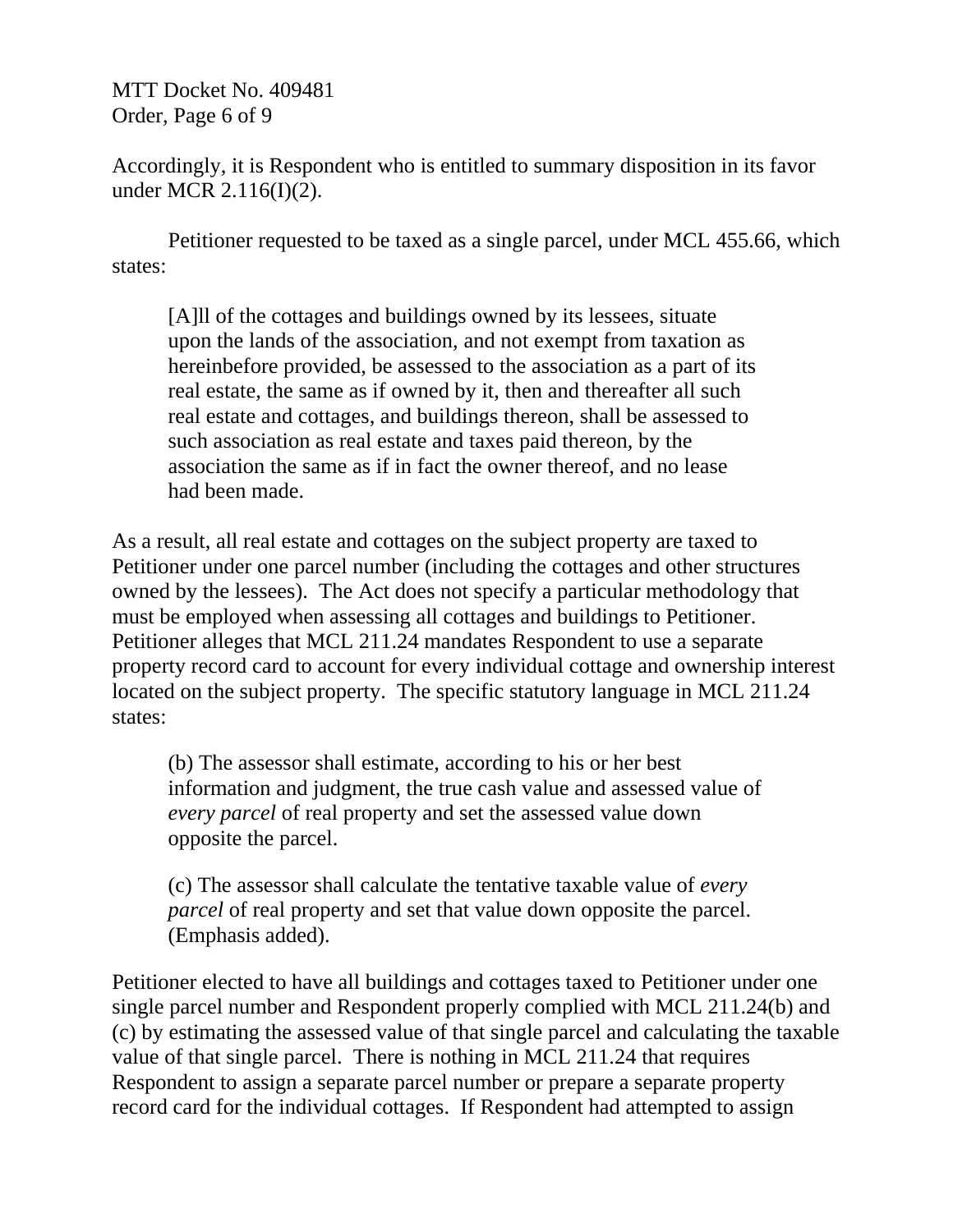Accordingly, it is Respondent who is entitled to summary disposition in its favor under MCR 2.116(I)(2).

Petitioner requested to be taxed as a single parcel, under MCL 455.66, which states:

> [A]ll of the cottages and buildings owned by its lessees, situate upon the lands of the association, and not exempt from taxation as hereinbefore provided, be assessed to the association as a part of its real estate, the same as if owned by it, then and thereafter all such real estate and cottages, and buildings thereon, shall be assessed to such association as real estate and taxes paid thereon, by the association the same as if in fact the owner thereof, and no lease had been made.

As a result, all real estate and cottages on the subject property are taxed to Petitioner under one parcel number (including the cottages and other structures owned by the lessees). The Act does not specify a particular methodology that must be employed when assessing all cottages and buildings to Petitioner. Petitioner alleges that MCL 211.24 mandates Respondent to use a separate property record card to account for every individual cottage and ownership interest located on the subject property. The specific statutory language in MCL 211.24 states:

> (b) The assessor shall estimate, according to his or her best information and judgment, the true cash value and assessed value of *every parcel* of real property and set the assessed value down opposite the parcel.
>
> (c) The assessor shall calculate the tentative taxable value of *every parcel* of real property and set that value down opposite the parcel. (Emphasis added).

Petitioner elected to have all buildings and cottages taxed to Petitioner under one single parcel number and Respondent properly complied with MCL 211.24(b) and (c) by estimating the assessed value of that single parcel and calculating the taxable value of that single parcel. There is nothing in MCL 211.24 that requires Respondent to assign a separate parcel number or prepare a separate property record card for the individual cottages. If Respondent had attempted to assign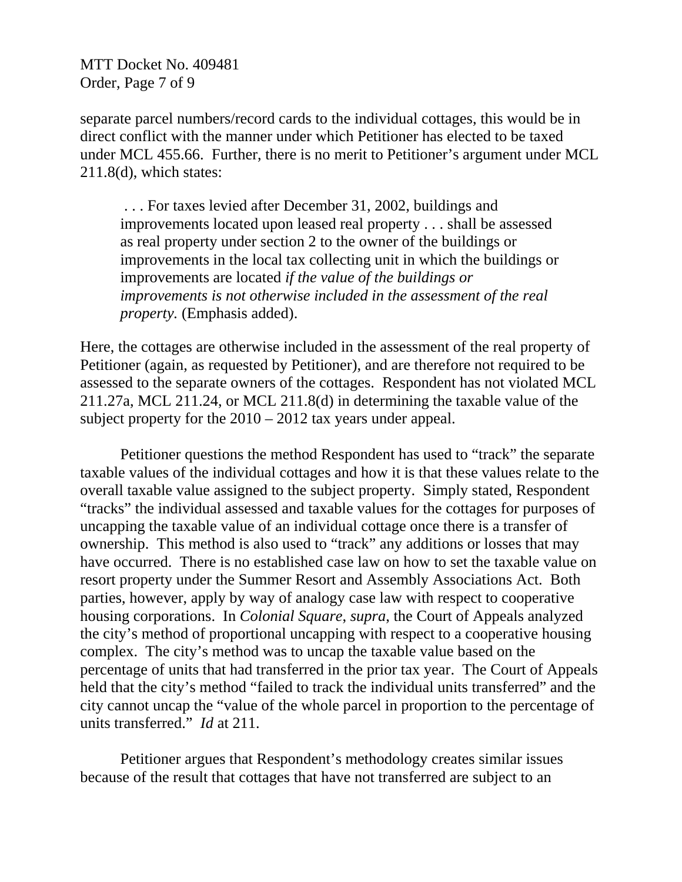separate parcel numbers/record cards to the individual cottages, this would be in direct conflict with the manner under which Petitioner has elected to be taxed under MCL 455.66. Further, there is no merit to Petitioner's argument under MCL 211.8(d), which states:

> . . . For taxes levied after December 31, 2002, buildings and improvements located upon leased real property . . . shall be assessed as real property under section 2 to the owner of the buildings or improvements in the local tax collecting unit in which the buildings or improvements are located *if the value of the buildings or improvements is not otherwise included in the assessment of the real property.* (Emphasis added).

Here, the cottages are otherwise included in the assessment of the real property of Petitioner (again, as requested by Petitioner), and are therefore not required to be assessed to the separate owners of the cottages. Respondent has not violated MCL 211.27a, MCL 211.24, or MCL 211.8(d) in determining the taxable value of the subject property for the 2010 – 2012 tax years under appeal.

Petitioner questions the method Respondent has used to "track" the separate taxable values of the individual cottages and how it is that these values relate to the overall taxable value assigned to the subject property. Simply stated, Respondent "tracks" the individual assessed and taxable values for the cottages for purposes of uncapping the taxable value of an individual cottage once there is a transfer of ownership. This method is also used to "track" any additions or losses that may have occurred. There is no established case law on how to set the taxable value on resort property under the Summer Resort and Assembly Associations Act. Both parties, however, apply by way of analogy case law with respect to cooperative housing corporations. In *Colonial Square*, *supra*, the Court of Appeals analyzed the city's method of proportional uncapping with respect to a cooperative housing complex. The city's method was to uncap the taxable value based on the percentage of units that had transferred in the prior tax year. The Court of Appeals held that the city's method "failed to track the individual units transferred" and the city cannot uncap the "value of the whole parcel in proportion to the percentage of units transferred." *Id* at 211.

Petitioner argues that Respondent's methodology creates similar issues because of the result that cottages that have not transferred are subject to an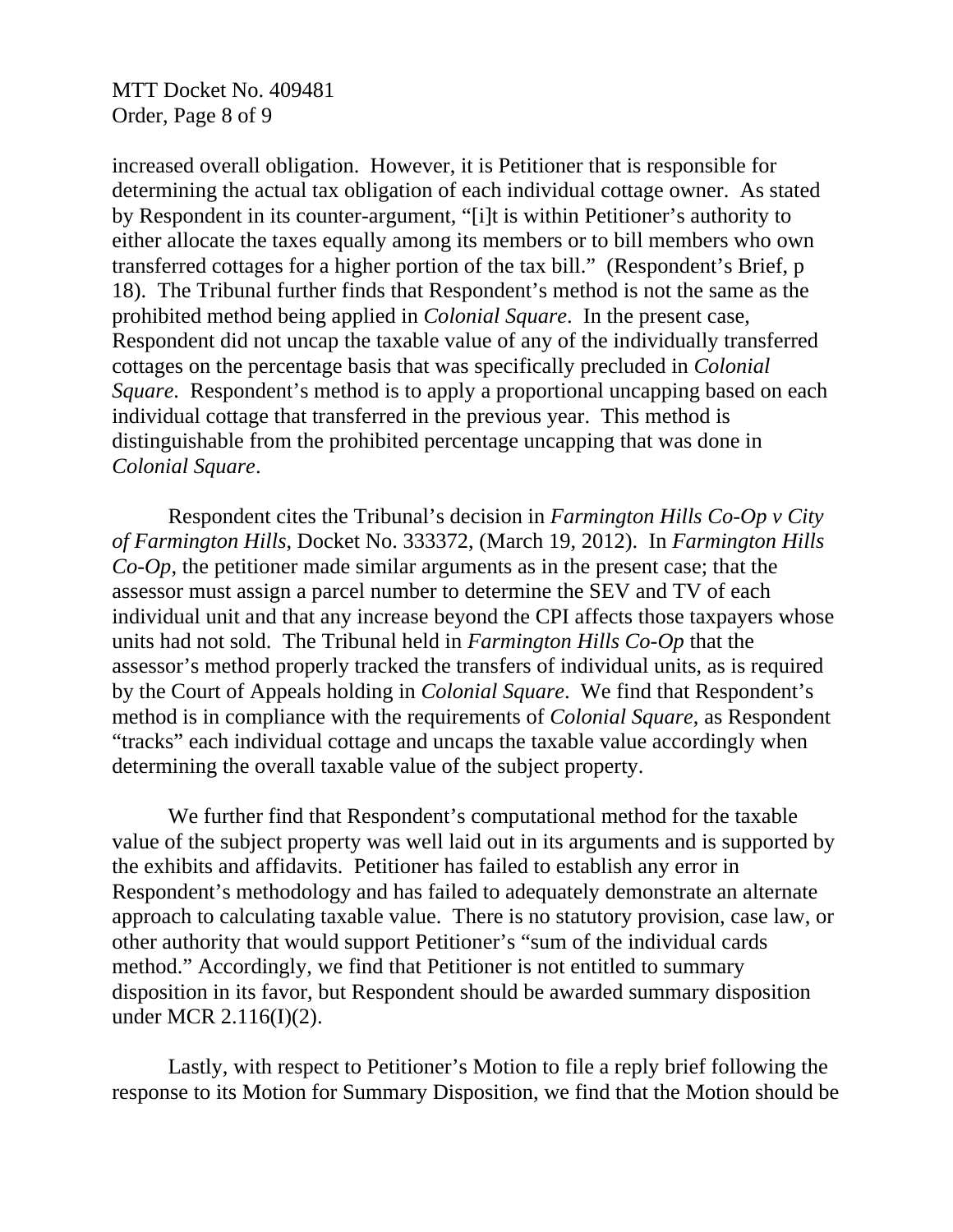increased overall obligation. However, it is Petitioner that is responsible for determining the actual tax obligation of each individual cottage owner. As stated by Respondent in its counter-argument, "[i]t is within Petitioner's authority to either allocate the taxes equally among its members or to bill members who own transferred cottages for a higher portion of the tax bill." (Respondent's Brief, p 18). The Tribunal further finds that Respondent's method is not the same as the prohibited method being applied in *Colonial Square*. In the present case, Respondent did not uncap the taxable value of any of the individually transferred cottages on the percentage basis that was specifically precluded in *Colonial Square*. Respondent's method is to apply a proportional uncapping based on each individual cottage that transferred in the previous year. This method is distinguishable from the prohibited percentage uncapping that was done in *Colonial Square*.

Respondent cites the Tribunal's decision in *Farmington Hills Co-Op v City of Farmington Hills*, Docket No. 333372, (March 19, 2012). In *Farmington Hills Co-Op*, the petitioner made similar arguments as in the present case; that the assessor must assign a parcel number to determine the SEV and TV of each individual unit and that any increase beyond the CPI affects those taxpayers whose units had not sold. The Tribunal held in *Farmington Hills Co-Op* that the assessor's method properly tracked the transfers of individual units, as is required by the Court of Appeals holding in *Colonial Square*. We find that Respondent's method is in compliance with the requirements of *Colonial Square*, as Respondent "tracks" each individual cottage and uncaps the taxable value accordingly when determining the overall taxable value of the subject property.

We further find that Respondent's computational method for the taxable value of the subject property was well laid out in its arguments and is supported by the exhibits and affidavits. Petitioner has failed to establish any error in Respondent's methodology and has failed to adequately demonstrate an alternate approach to calculating taxable value. There is no statutory provision, case law, or other authority that would support Petitioner's "sum of the individual cards method." Accordingly, we find that Petitioner is not entitled to summary disposition in its favor, but Respondent should be awarded summary disposition under MCR 2.116(I)(2).

Lastly, with respect to Petitioner's Motion to file a reply brief following the response to its Motion for Summary Disposition, we find that the Motion should be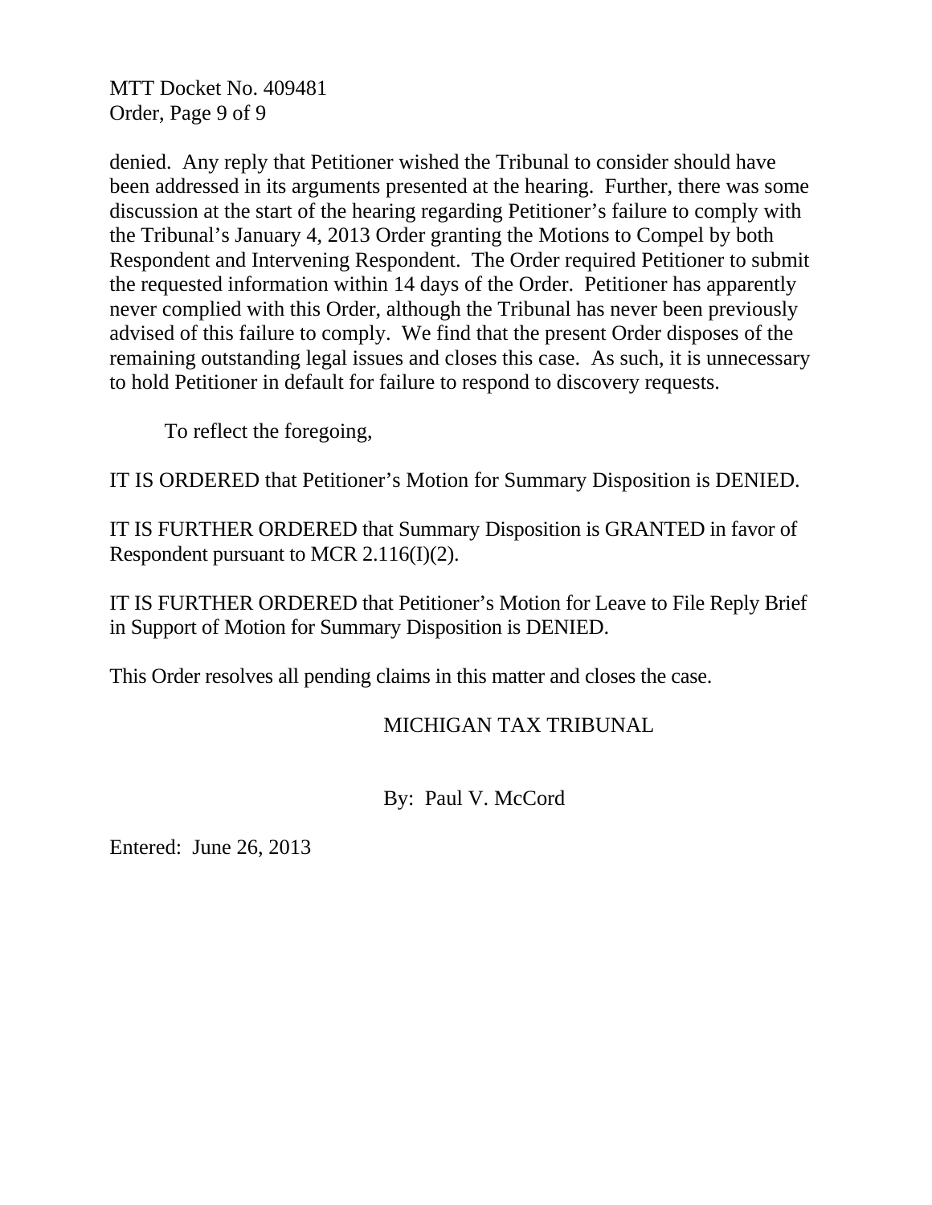denied. Any reply that Petitioner wished the Tribunal to consider should have been addressed in its arguments presented at the hearing. Further, there was some discussion at the start of the hearing regarding Petitioner's failure to comply with the Tribunal's January 4, 2013 Order granting the Motions to Compel by both Respondent and Intervening Respondent. The Order required Petitioner to submit the requested information within 14 days of the Order. Petitioner has apparently never complied with this Order, although the Tribunal has never been previously advised of this failure to comply. We find that the present Order disposes of the remaining outstanding legal issues and closes this case. As such, it is unnecessary to hold Petitioner in default for failure to respond to discovery requests.

To reflect the foregoing,

IT IS ORDERED that Petitioner's Motion for Summary Disposition is DENIED.

IT IS FURTHER ORDERED that Summary Disposition is GRANTED in favor of Respondent pursuant to MCR 2.116(I)(2).

IT IS FURTHER ORDERED that Petitioner's Motion for Leave to File Reply Brief in Support of Motion for Summary Disposition is DENIED.

This Order resolves all pending claims in this matter and closes the case.

MICHIGAN TAX TRIBUNAL

By: Paul V. McCord

Entered: June 26, 2013